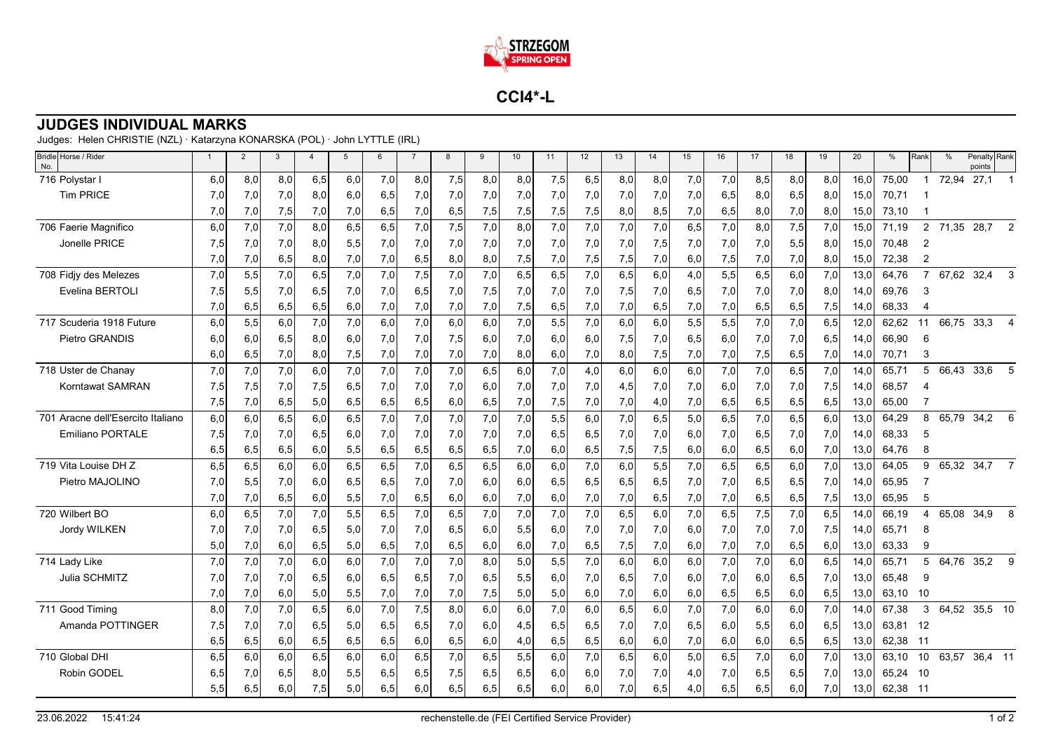# CCI4*-L

## JUDGES INDIVIDUAL MARKS

Judges: Helen CHRISTIE (NZL) · Katarzyna KONARSKA (POL) · John LYTTLE (IRL)

| Bridle No. Horse / Rider | 1 | 2 | 3 | 4 | 5 | 6 | 7 | 8 | 9 | 10 | 11 | 12 | 13 | 14 | 15 | 16 | 17 | 18 | 19 | 20 | % | Rank | % | Penalty points | Rank |
|---|---|---|---|---|---|---|---|---|---|---|---|---|---|---|---|---|---|---|---|---|---|---|---|---|---|
| 716 Polystar I | 6,0 | 8,0 | 8,0 | 6,5 | 6,0 | 7,0 | 8,0 | 7,5 | 8,0 | 8,0 | 7,5 | 6,5 | 8,0 | 8,0 | 7,0 | 7,0 | 8,5 | 8,0 | 8,0 | 16,0 | 75,00 | 1 | 72,94 | 27,1 | 1 |
| Tim PRICE | 7,0 | 7,0 | 7,0 | 8,0 | 6,0 | 6,5 | 7,0 | 7,0 | 7,0 | 7,0 | 7,0 | 7,0 | 7,0 | 7,0 | 7,0 | 6,5 | 8,0 | 6,5 | 8,0 | 15,0 | 70,71 | 1 | | | |
| | 7,0 | 7,0 | 7,5 | 7,0 | 7,0 | 6,5 | 7,0 | 6,5 | 7,5 | 7,5 | 7,5 | 7,5 | 8,0 | 8,5 | 7,0 | 6,5 | 8,0 | 7,0 | 8,0 | 15,0 | 73,10 | 1 | | | |
| 706 Faerie Magnifico | 6,0 | 7,0 | 7,0 | 8,0 | 6,5 | 6,5 | 7,0 | 7,5 | 7,0 | 8,0 | 7,0 | 7,0 | 7,0 | 7,0 | 6,5 | 7,0 | 8,0 | 7,5 | 7,0 | 15,0 | 71,19 | 2 | 71,35 | 28,7 | 2 |
| Jonelle PRICE | 7,5 | 7,0 | 7,0 | 8,0 | 5,5 | 7,0 | 7,0 | 7,0 | 7,0 | 7,0 | 7,0 | 7,0 | 7,0 | 7,5 | 7,0 | 7,0 | 7,0 | 5,5 | 8,0 | 15,0 | 70,48 | 2 | | | |
| | 7,0 | 7,0 | 6,5 | 8,0 | 7,0 | 7,0 | 6,5 | 8,0 | 8,0 | 7,5 | 7,0 | 7,5 | 7,5 | 7,0 | 6,0 | 7,5 | 7,0 | 7,0 | 8,0 | 15,0 | 72,38 | 2 | | | |
| 708 Fidjy des Melezes | 7,0 | 5,5 | 7,0 | 6,5 | 7,0 | 7,0 | 7,5 | 7,0 | 7,0 | 6,5 | 6,5 | 7,0 | 6,5 | 6,0 | 4,0 | 5,5 | 6,5 | 6,0 | 7,0 | 13,0 | 64,76 | 7 | 67,62 | 32,4 | 3 |
| Evelina BERTOLI | 7,5 | 5,5 | 7,0 | 6,5 | 7,0 | 7,0 | 6,5 | 7,0 | 7,5 | 7,0 | 7,0 | 7,0 | 7,5 | 7,0 | 6,5 | 7,0 | 7,0 | 7,0 | 8,0 | 14,0 | 69,76 | 3 | | | |
| | 7,0 | 6,5 | 6,5 | 6,5 | 6,0 | 7,0 | 7,0 | 7,0 | 7,0 | 7,5 | 6,5 | 7,0 | 7,0 | 6,5 | 7,0 | 7,0 | 6,5 | 6,5 | 7,5 | 14,0 | 68,33 | 4 | | | |
| 717 Scuderia 1918 Future | 6,0 | 5,5 | 6,0 | 7,0 | 7,0 | 6,0 | 7,0 | 6,0 | 6,0 | 7,0 | 5,5 | 7,0 | 6,0 | 6,0 | 5,5 | 5,5 | 7,0 | 7,0 | 6,5 | 12,0 | 62,62 | 11 | 66,75 | 33,3 | 4 |
| Pietro GRANDIS | 6,0 | 6,0 | 6,5 | 8,0 | 6,0 | 7,0 | 7,0 | 7,5 | 6,0 | 7,0 | 6,0 | 6,0 | 7,5 | 7,0 | 6,5 | 6,0 | 7,0 | 7,0 | 6,5 | 14,0 | 66,90 | 6 | | | |
| | 6,0 | 6,5 | 7,0 | 8,0 | 7,5 | 7,0 | 7,0 | 7,0 | 7,0 | 8,0 | 6,0 | 7,0 | 8,0 | 7,5 | 7,0 | 7,0 | 7,5 | 6,5 | 7,0 | 14,0 | 70,71 | 3 | | | |
| 718 Uster de Chanay | 7,0 | 7,0 | 7,0 | 6,0 | 7,0 | 7,0 | 7,0 | 7,0 | 6,5 | 6,0 | 7,0 | 4,0 | 6,0 | 6,0 | 6,0 | 7,0 | 7,0 | 6,5 | 7,0 | 14,0 | 65,71 | 5 | 66,43 | 33,6 | 5 |
| Korntawat SAMRAN | 7,5 | 7,5 | 7,0 | 7,5 | 6,5 | 7,0 | 7,0 | 7,0 | 6,0 | 7,0 | 7,0 | 7,0 | 4,5 | 7,0 | 7,0 | 6,0 | 7,0 | 7,0 | 7,5 | 14,0 | 68,57 | 4 | | | |
| | 7,5 | 7,0 | 6,5 | 5,0 | 6,5 | 6,5 | 6,5 | 6,0 | 6,5 | 7,0 | 7,5 | 7,0 | 7,0 | 4,0 | 7,0 | 6,5 | 6,5 | 6,5 | 6,5 | 13,0 | 65,00 | 7 | | | |
| 701 Aracne dell'Esercito Italiano | 6,0 | 6,0 | 6,5 | 6,0 | 6,5 | 7,0 | 7,0 | 7,0 | 7,0 | 7,0 | 5,5 | 6,0 | 7,0 | 6,5 | 5,0 | 6,5 | 7,0 | 6,5 | 6,0 | 13,0 | 64,29 | 8 | 65,79 | 34,2 | 6 |
| Emiliano PORTALE | 7,5 | 7,0 | 7,0 | 6,5 | 6,0 | 7,0 | 7,0 | 7,0 | 7,0 | 7,0 | 6,5 | 6,5 | 7,0 | 7,0 | 6,0 | 7,0 | 6,5 | 7,0 | 7,0 | 14,0 | 68,33 | 5 | | | |
| | 6,5 | 6,5 | 6,5 | 6,0 | 5,5 | 6,5 | 6,5 | 6,5 | 6,5 | 7,0 | 6,0 | 6,5 | 7,5 | 7,5 | 6,0 | 6,0 | 6,5 | 6,0 | 7,0 | 13,0 | 64,76 | 8 | | | |
| 719 Vita Louise DH Z | 6,5 | 6,5 | 6,0 | 6,0 | 6,5 | 6,5 | 7,0 | 6,5 | 6,5 | 6,0 | 6,0 | 7,0 | 6,0 | 5,5 | 7,0 | 6,5 | 6,5 | 6,0 | 7,0 | 13,0 | 64,05 | 9 | 65,32 | 34,7 | 7 |
| Pietro MAJOLINO | 7,0 | 5,5 | 7,0 | 6,0 | 6,5 | 6,5 | 7,0 | 7,0 | 6,0 | 6,0 | 6,5 | 6,5 | 6,5 | 6,5 | 7,0 | 7,0 | 6,5 | 6,5 | 7,0 | 14,0 | 65,95 | 7 | | | |
| | 7,0 | 7,0 | 6,5 | 6,0 | 5,5 | 7,0 | 6,5 | 6,0 | 6,0 | 7,0 | 6,0 | 7,0 | 7,0 | 6,5 | 7,0 | 7,0 | 6,5 | 6,5 | 7,5 | 13,0 | 65,95 | 5 | | | |
| 720 Wilbert BO | 6,0 | 6,5 | 7,0 | 7,0 | 5,5 | 6,5 | 7,0 | 6,5 | 7,0 | 7,0 | 7,0 | 7,0 | 6,5 | 6,0 | 7,0 | 6,5 | 7,5 | 7,0 | 6,5 | 14,0 | 66,19 | 4 | 65,08 | 34,9 | 8 |
| Jordy WILKEN | 7,0 | 7,0 | 7,0 | 6,5 | 5,0 | 7,0 | 7,0 | 6,5 | 6,0 | 5,5 | 6,0 | 7,0 | 7,0 | 7,0 | 6,0 | 7,0 | 7,0 | 7,0 | 7,5 | 14,0 | 65,71 | 8 | | | |
| | 5,0 | 7,0 | 6,0 | 6,5 | 5,0 | 6,5 | 7,0 | 6,5 | 6,0 | 6,0 | 7,0 | 6,5 | 7,5 | 7,0 | 6,0 | 7,0 | 7,0 | 6,5 | 6,0 | 13,0 | 63,33 | 9 | | | |
| 714 Lady Like | 7,0 | 7,0 | 7,0 | 6,0 | 6,0 | 7,0 | 7,0 | 7,0 | 8,0 | 5,0 | 5,5 | 7,0 | 6,0 | 6,0 | 6,0 | 7,0 | 7,0 | 6,0 | 6,5 | 14,0 | 65,71 | 5 | 64,76 | 35,2 | 9 |
| Julia SCHMITZ | 7,0 | 7,0 | 7,0 | 6,5 | 6,0 | 6,5 | 6,5 | 7,0 | 6,5 | 5,5 | 6,0 | 7,0 | 6,5 | 7,0 | 6,0 | 7,0 | 6,0 | 6,5 | 7,0 | 13,0 | 65,48 | 9 | | | |
| | 7,0 | 7,0 | 6,0 | 5,0 | 5,5 | 7,0 | 7,0 | 7,0 | 7,5 | 5,0 | 5,0 | 6,0 | 7,0 | 6,0 | 6,0 | 6,5 | 6,5 | 6,0 | 6,5 | 13,0 | 63,10 | 10 | | | |
| 711 Good Timing | 8,0 | 7,0 | 7,0 | 6,5 | 6,0 | 7,0 | 7,5 | 8,0 | 6,0 | 6,0 | 7,0 | 6,0 | 6,5 | 6,0 | 6,0 | 7,0 | 6,0 | 6,0 | 7,0 | 14,0 | 67,38 | 3 | 64,52 | 35,5 | 10 |
| Amanda POTTINGER | 7,5 | 7,0 | 7,0 | 6,5 | 5,0 | 6,5 | 6,5 | 7,0 | 6,0 | 4,5 | 6,5 | 6,5 | 7,0 | 7,0 | 6,5 | 6,0 | 5,5 | 6,0 | 6,5 | 13,0 | 63,81 | 12 | | | |
| | 6,5 | 6,5 | 6,0 | 6,5 | 6,5 | 6,5 | 6,0 | 6,5 | 6,0 | 4,0 | 6,5 | 6,5 | 6,0 | 6,0 | 7,0 | 6,0 | 6,0 | 6,5 | 6,5 | 13,0 | 62,38 | 11 | | | |
| 710 Global DHI | 6,5 | 6,0 | 6,0 | 6,5 | 6,0 | 6,0 | 6,5 | 7,0 | 6,5 | 5,5 | 6,0 | 7,0 | 6,5 | 6,0 | 5,0 | 6,5 | 7,0 | 6,0 | 7,0 | 13,0 | 63,10 | 10 | 63,57 | 36,4 | 11 |
| Robin GODEL | 6,5 | 7,0 | 6,5 | 8,0 | 5,5 | 6,5 | 6,5 | 7,5 | 6,5 | 6,5 | 6,0 | 6,0 | 7,0 | 7,0 | 4,0 | 7,0 | 6,5 | 6,5 | 7,0 | 13,0 | 65,24 | 10 | | | |
| | 5,5 | 6,5 | 6,0 | 7,5 | 5,0 | 6,5 | 6,0 | 6,5 | 6,5 | 6,5 | 6,0 | 6,0 | 7,0 | 6,5 | 4,0 | 6,5 | 6,5 | 6,0 | 7,0 | 13,0 | 62,38 | 11 | | | |

23.06.2022 15:41:24 rechenstelle.de (FEI Certified Service Provider)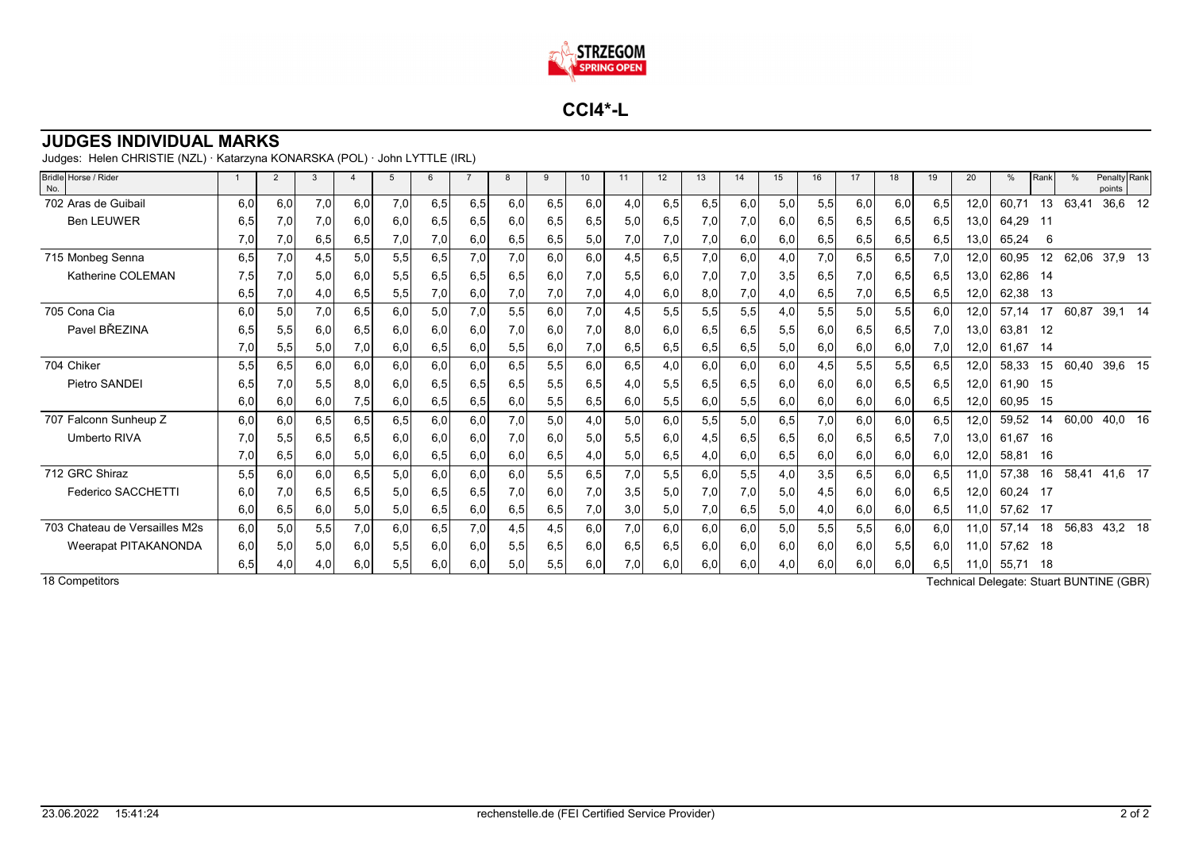STRZEGOM SPRING OPEN

# CCI4*-L

## JUDGES INDIVIDUAL MARKS

Judges: Helen CHRISTIE (NZL) · Katarzyna KONARSKA (POL) · John LYTTLE (IRL)

| Bridle No. | Horse / Rider | 1 | 2 | 3 | 4 | 5 | 6 | 7 | 8 | 9 | 10 | 11 | 12 | 13 | 14 | 15 | 16 | 17 | 18 | 19 | 20 | % | Rank | % | Penalty points | Rank |
|---|---|---|---|---|---|---|---|---|---|---|---|---|---|---|---|---|---|---|---|---|---|---|---|---|---|---|
| 702 | Aras de Guibail | 6,0 | 6,0 | 7,0 | 6,0 | 7,0 | 6,5 | 6,5 | 6,0 | 6,5 | 6,0 | 4,0 | 6,5 | 6,5 | 6,0 | 5,0 | 5,5 | 6,0 | 6,0 | 6,5 | 12,0 | 60,71 | 13 | 63,41 | 36,6 | 12 |
| | Ben LEUWER | 6,5 | 7,0 | 7,0 | 6,0 | 6,0 | 6,5 | 6,5 | 6,0 | 6,5 | 6,5 | 5,0 | 6,5 | 7,0 | 7,0 | 6,0 | 6,5 | 6,5 | 6,5 | 6,5 | 13,0 | 64,29 | 11 | | | |
| | | 7,0 | 7,0 | 6,5 | 6,5 | 7,0 | 7,0 | 6,0 | 6,5 | 6,5 | 5,0 | 7,0 | 7,0 | 7,0 | 6,0 | 6,0 | 6,5 | 6,5 | 6,5 | 6,5 | 13,0 | 65,24 | 6 | | | |
| 715 | Monbeg Senna | 6,5 | 7,0 | 4,5 | 5,0 | 5,5 | 6,5 | 7,0 | 7,0 | 6,0 | 6,0 | 4,5 | 6,5 | 7,0 | 6,0 | 4,0 | 7,0 | 6,5 | 6,5 | 7,0 | 12,0 | 60,95 | 12 | 62,06 | 37,9 | 13 |
| | Katherine COLEMAN | 7,5 | 7,0 | 5,0 | 6,0 | 5,5 | 6,5 | 6,5 | 6,5 | 6,0 | 7,0 | 5,5 | 6,0 | 7,0 | 7,0 | 3,5 | 6,5 | 7,0 | 6,5 | 6,5 | 13,0 | 62,86 | 14 | | | |
| | | 6,5 | 7,0 | 4,0 | 6,5 | 5,5 | 7,0 | 6,0 | 7,0 | 7,0 | 7,0 | 4,0 | 6,0 | 8,0 | 7,0 | 4,0 | 6,5 | 7,0 | 6,5 | 6,5 | 12,0 | 62,38 | 13 | | | |
| 705 | Cona Cia | 6,0 | 5,0 | 7,0 | 6,5 | 6,0 | 5,0 | 7,0 | 5,5 | 6,0 | 7,0 | 4,5 | 5,5 | 5,5 | 5,5 | 4,0 | 5,5 | 5,0 | 5,5 | 6,0 | 12,0 | 57,14 | 17 | 60,87 | 39,1 | 14 |
| | Pavel BŘEZINA | 6,5 | 5,5 | 6,0 | 6,5 | 6,0 | 6,0 | 6,0 | 7,0 | 6,0 | 7,0 | 8,0 | 6,0 | 6,5 | 6,5 | 5,5 | 6,0 | 6,5 | 6,5 | 7,0 | 13,0 | 63,81 | 12 | | | |
| | | 7,0 | 5,5 | 5,0 | 7,0 | 6,0 | 6,5 | 6,0 | 5,5 | 6,0 | 7,0 | 6,5 | 6,5 | 6,5 | 6,5 | 5,0 | 6,0 | 6,0 | 6,0 | 7,0 | 12,0 | 61,67 | 14 | | | |
| 704 | Chiker | 5,5 | 6,5 | 6,0 | 6,0 | 6,0 | 6,0 | 6,0 | 6,5 | 5,5 | 6,0 | 6,5 | 4,0 | 6,0 | 6,0 | 6,0 | 4,5 | 5,5 | 5,5 | 6,5 | 12,0 | 58,33 | 15 | 60,40 | 39,6 | 15 |
| | Pietro SANDEI | 6,5 | 7,0 | 5,5 | 8,0 | 6,0 | 6,5 | 6,5 | 6,5 | 5,5 | 6,5 | 4,0 | 5,5 | 6,5 | 6,5 | 6,0 | 6,0 | 6,0 | 6,5 | 6,5 | 12,0 | 61,90 | 15 | | | |
| | | 6,0 | 6,0 | 6,0 | 7,5 | 6,0 | 6,5 | 6,5 | 6,0 | 5,5 | 6,5 | 6,0 | 5,5 | 6,0 | 5,5 | 6,0 | 6,0 | 6,0 | 6,0 | 6,5 | 12,0 | 60,95 | 15 | | | |
| 707 | Falconn Sunheup Z | 6,0 | 6,0 | 6,5 | 6,5 | 6,5 | 6,0 | 6,0 | 7,0 | 5,0 | 4,0 | 5,0 | 6,0 | 5,5 | 5,0 | 6,5 | 7,0 | 6,0 | 6,0 | 6,5 | 12,0 | 59,52 | 14 | 60,00 | 40,0 | 16 |
| | Umberto RIVA | 7,0 | 5,5 | 6,5 | 6,5 | 6,0 | 6,0 | 6,0 | 7,0 | 6,0 | 5,0 | 5,5 | 6,0 | 4,5 | 6,5 | 6,5 | 6,0 | 6,5 | 6,5 | 7,0 | 13,0 | 61,67 | 16 | | | |
| | | 7,0 | 6,5 | 6,0 | 5,0 | 6,0 | 6,5 | 6,0 | 6,0 | 6,5 | 4,0 | 5,0 | 6,5 | 4,0 | 6,0 | 6,5 | 6,0 | 6,0 | 6,0 | 6,0 | 12,0 | 58,81 | 16 | | | |
| 712 | GRC Shiraz | 5,5 | 6,0 | 6,0 | 6,5 | 5,0 | 6,0 | 6,0 | 6,0 | 5,5 | 6,5 | 7,0 | 5,5 | 6,0 | 5,5 | 4,0 | 3,5 | 6,5 | 6,0 | 6,5 | 11,0 | 57,38 | 16 | 58,41 | 41,6 | 17 |
| | Federico SACCHETTI | 6,0 | 7,0 | 6,5 | 6,5 | 5,0 | 6,5 | 6,5 | 7,0 | 6,0 | 7,0 | 3,5 | 5,0 | 7,0 | 7,0 | 5,0 | 4,5 | 6,0 | 6,0 | 6,5 | 12,0 | 60,24 | 17 | | | |
| | | 6,0 | 6,5 | 6,0 | 5,0 | 5,0 | 6,5 | 6,0 | 6,5 | 6,5 | 7,0 | 3,0 | 5,0 | 7,0 | 6,5 | 5,0 | 4,0 | 6,0 | 6,0 | 6,5 | 11,0 | 57,62 | 17 | | | |
| 703 | Chateau de Versailles M2s | 6,0 | 5,0 | 5,5 | 7,0 | 6,0 | 6,5 | 7,0 | 4,5 | 4,5 | 6,0 | 7,0 | 6,0 | 6,0 | 6,0 | 5,0 | 5,5 | 5,5 | 6,0 | 6,0 | 11,0 | 57,14 | 18 | 56,83 | 43,2 | 18 |
| | Weerapat PITAKANONDA | 6,0 | 5,0 | 5,0 | 6,0 | 5,5 | 6,0 | 6,0 | 5,5 | 6,5 | 6,0 | 6,5 | 6,5 | 6,0 | 6,0 | 6,0 | 6,0 | 6,0 | 5,5 | 6,0 | 11,0 | 57,62 | 18 | | | |
| | | 6,5 | 4,0 | 4,0 | 6,0 | 5,5 | 6,0 | 6,0 | 5,0 | 5,5 | 6,0 | 7,0 | 6,0 | 6,0 | 6,0 | 4,0 | 6,0 | 6,0 | 6,0 | 6,5 | 11,0 | 55,71 | 18 | | | |

18 Competitors

Technical Delegate: Stuart BUNTINE (GBR)

23.06.2022 15:41:24

rechenstelle.de (FEI Certified Service Provider)